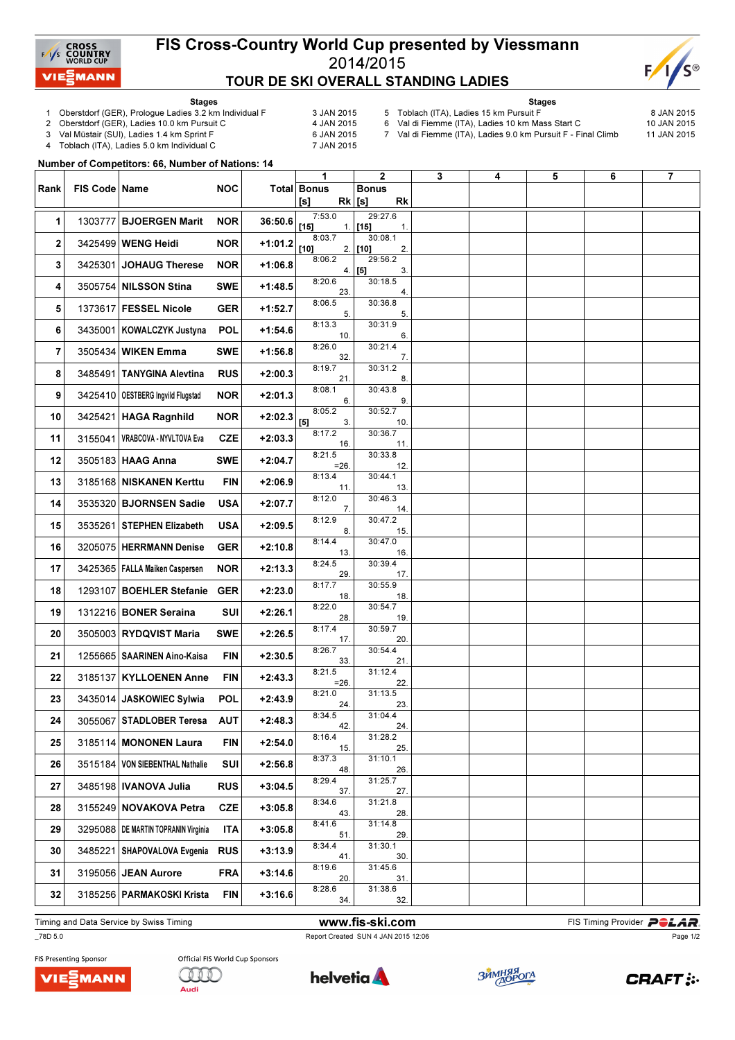# FIS Cross-Country World Cup presented by Viessmann

## 2014/2015

## TOUR DE SKI OVERALL STANDING LADIES

**Stages**

1. Oberstdorf (GER), Prologue Ladies 3.2 km Individual F — 3 JAN 2015
2. Oberstdorf (GER), Ladies 10.0 km Pursuit C — 4 JAN 2015
3. Val Müstair (SUI), Ladies 1.4 km Sprint F — 6 JAN 2015
4. Toblach (ITA), Ladies 5.0 km Individual C — 7 JAN 2015
5. Toblach (ITA), Ladies 15 km Pursuit F — 8 JAN 2015
6. Val di Fiemme (ITA), Ladies 10 km Mass Start C — 10 JAN 2015
7. Val di Fiemme (ITA), Ladies 9.0 km Pursuit F - Final Climb — 11 JAN 2015

**Number of Competitors: 66, Number of Nations: 14**

| Rank | FIS Code | Name | NOC | Total | 1 Time | 1 Bonus [s] | 1 Rk | 2 Time | 2 Bonus [s] | 2 Rk | 3 | 4 | 5 | 6 | 7 |
|---|---|---|---|---|---|---|---|---|---|---|---|---|---|---|---|
| 1 | 1303777 | BJOERGEN Marit | NOR | 36:50.6 | 7:53.0 | [15] | 1. | 29:27.6 | [15] | 1. | | | | | |
| 2 | 3425499 | WENG Heidi | NOR | +1:01.2 | 8:03.7 | [10] | 2. | 30:08.1 | [10] | 2. | | | | | |
| 3 | 3425301 | JOHAUG Therese | NOR | +1:06.8 | 8:06.2 | | 4. | 29:56.2 | [5] | 3. | | | | | |
| 4 | 3505754 | NILSSON Stina | SWE | +1:48.5 | 8:20.6 | | 23. | 30:18.5 | | 4. | | | | | |
| 5 | 1373617 | FESSEL Nicole | GER | +1:52.7 | 8:06.5 | | 5. | 30:36.8 | | 5. | | | | | |
| 6 | 3435001 | KOWALCZYK Justyna | POL | +1:54.6 | 8:13.3 | | 10. | 30:31.9 | | 6. | | | | | |
| 7 | 3505434 | WIKEN Emma | SWE | +1:56.8 | 8:26.0 | | 32. | 30:21.4 | | 7. | | | | | |
| 8 | 3485491 | TANYGINA Alevtina | RUS | +2:00.3 | 8:19.7 | | 21. | 30:31.2 | | 8. | | | | | |
| 9 | 3425410 | OESTBERG Ingvild Flugstad | NOR | +2:01.3 | 8:08.1 | | 6. | 30:43.8 | | 9. | | | | | |
| 10 | 3425421 | HAGA Ragnhild | NOR | +2:02.3 | 8:05.2 | [5] | 3. | 30:52.7 | | 10. | | | | | |
| 11 | 3155041 | VRABCOVA - NYVLTOVA Eva | CZE | +2:03.3 | 8:17.2 | | 16. | 30:36.7 | | 11. | | | | | |
| 12 | 3505183 | HAAG Anna | SWE | +2:04.7 | 8:21.5 | | =26. | 30:33.8 | | 12. | | | | | |
| 13 | 3185168 | NISKANEN Kerttu | FIN | +2:06.9 | 8:13.4 | | 11. | 30:44.1 | | 13. | | | | | |
| 14 | 3535320 | BJORNSEN Sadie | USA | +2:07.7 | 8:12.0 | | 7. | 30:46.3 | | 14. | | | | | |
| 15 | 3535261 | STEPHEN Elizabeth | USA | +2:09.5 | 8:12.9 | | 8. | 30:47.2 | | 15. | | | | | |
| 16 | 3205075 | HERRMANN Denise | GER | +2:10.8 | 8:14.4 | | 13. | 30:47.0 | | 16. | | | | | |
| 17 | 3425365 | FALLA Maiken Caspersen | NOR | +2:13.3 | 8:24.5 | | 29. | 30:39.4 | | 17. | | | | | |
| 18 | 1293107 | BOEHLER Stefanie | GER | +2:23.0 | 8:17.7 | | 18. | 30:55.9 | | 18. | | | | | |
| 19 | 1312216 | BONER Seraina | SUI | +2:26.1 | 8:22.0 | | 28. | 30:54.7 | | 19. | | | | | |
| 20 | 3505003 | RYDQVIST Maria | SWE | +2:26.5 | 8:17.4 | | 17. | 30:59.7 | | 20. | | | | | |
| 21 | 1255665 | SAARINEN Aino-Kaisa | FIN | +2:30.5 | 8:26.7 | | 33. | 30:54.4 | | 21. | | | | | |
| 22 | 3185137 | KYLLOENEN Anne | FIN | +2:43.3 | 8:21.5 | | =26. | 31:12.4 | | 22. | | | | | |
| 23 | 3435014 | JASKOWIEC Sylwia | POL | +2:43.9 | 8:21.0 | | 24. | 31:13.5 | | 23. | | | | | |
| 24 | 3055067 | STADLOBER Teresa | AUT | +2:48.3 | 8:34.5 | | 42. | 31:04.4 | | 24. | | | | | |
| 25 | 3185114 | MONONEN Laura | FIN | +2:54.0 | 8:16.4 | | 15. | 31:28.2 | | 25. | | | | | |
| 26 | 3515184 | VON SIEBENTHAL Nathalie | SUI | +2:56.8 | 8:37.3 | | 48. | 31:10.1 | | 26. | | | | | |
| 27 | 3485198 | IVANOVA Julia | RUS | +3:04.5 | 8:29.4 | | 37. | 31:25.7 | | 27. | | | | | |
| 28 | 3155249 | NOVAKOVA Petra | CZE | +3:05.8 | 8:34.6 | | 43. | 31:21.8 | | 28. | | | | | |
| 29 | 3295088 | DE MARTIN TOPRANIN Virginia | ITA | +3:05.8 | 8:41.6 | | 51. | 31:14.8 | | 29. | | | | | |
| 30 | 3485221 | SHAPOVALOVA Evgenia | RUS | +3:13.9 | 8:34.4 | | 41. | 31:30.1 | | 30. | | | | | |
| 31 | 3195056 | JEAN Aurore | FRA | +3:14.6 | 8:19.6 | | 20. | 31:45.6 | | 31. | | | | | |
| 32 | 3185256 | PARMAKOSKI Krista | FIN | +3:16.6 | 8:28.6 | | 34. | 31:38.6 | | 32. | | | | | |

Timing and Data Service by Swiss Timing — www.fis-ski.com — FIS Timing Provider POLAR

_78D 5.0 — Report Created SUN 4 JAN 2015 12:06

FIS Presenting Sponsor: VIESSMANN — Official FIS World Cup Sponsors: Audi, helvetia, Зимняя Дорога, CRAFT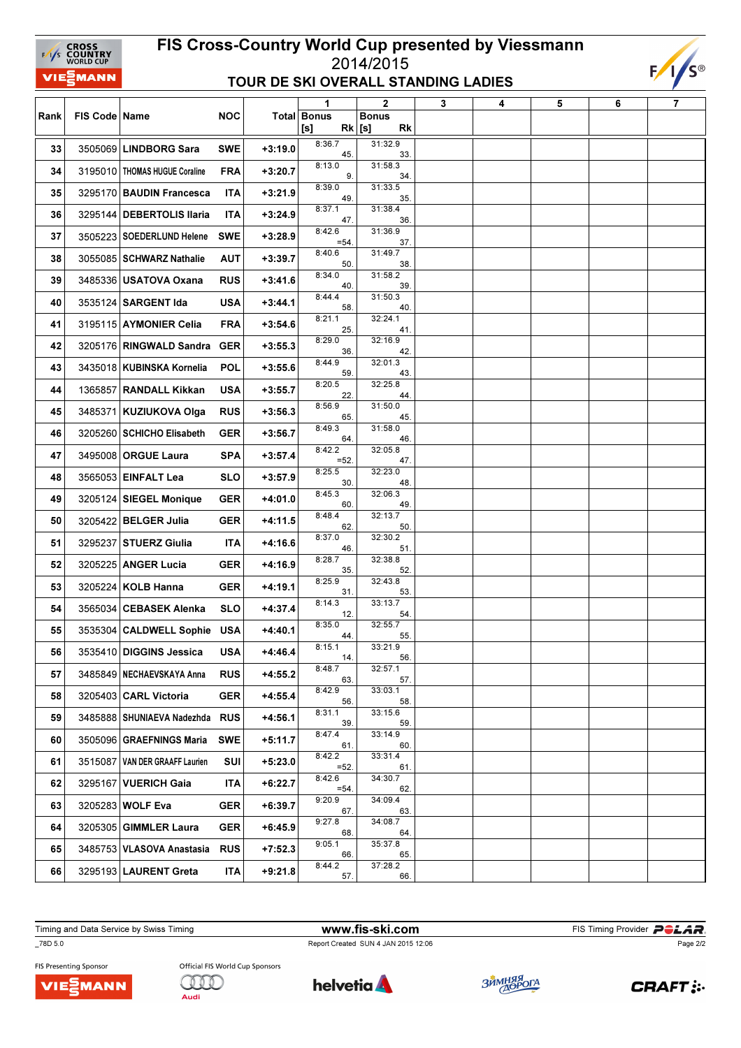# FIS Cross-Country World Cup presented by Viessmann

2014/2015

## TOUR DE SKI OVERALL STANDING LADIES

| Rank | FIS Code | Name | NOC | Total | 1 Bonus [s] Rk | 2 Bonus [s] Rk | 3 | 4 | 5 | 6 | 7 |
|---|---|---|---|---|---|---|---|---|---|---|---|
| 33 | 3505069 | LINDBORG Sara | SWE | +3:19.0 | 8:36.7 45. | 31:32.9 33. | | | | | |
| 34 | 3195010 | THOMAS HUGUE Coraline | FRA | +3:20.7 | 8:13.0 9. | 31:58.3 34. | | | | | |
| 35 | 3295170 | BAUDIN Francesca | ITA | +3:21.9 | 8:39.0 49. | 31:33.5 35. | | | | | |
| 36 | 3295144 | DEBERTOLIS Ilaria | ITA | +3:24.9 | 8:37.1 47. | 31:38.4 36. | | | | | |
| 37 | 3505223 | SOEDERLUND Helene | SWE | +3:28.9 | 8:42.6 =54. | 31:36.9 37. | | | | | |
| 38 | 3055085 | SCHWARZ Nathalie | AUT | +3:39.7 | 8:40.6 50. | 31:49.7 38. | | | | | |
| 39 | 3485336 | USATOVA Oxana | RUS | +3:41.6 | 8:34.0 40. | 31:58.2 39. | | | | | |
| 40 | 3535124 | SARGENT Ida | USA | +3:44.1 | 8:44.4 58. | 31:50.3 40. | | | | | |
| 41 | 3195115 | AYMONIER Celia | FRA | +3:54.6 | 8:21.1 25. | 32:24.1 41. | | | | | |
| 42 | 3205176 | RINGWALD Sandra | GER | +3:55.3 | 8:29.0 36. | 32:16.9 42. | | | | | |
| 43 | 3435018 | KUBINSKA Kornelia | POL | +3:55.6 | 8:44.9 59. | 32:01.3 43. | | | | | |
| 44 | 1365857 | RANDALL Kikkan | USA | +3:55.7 | 8:20.5 22. | 32:25.8 44. | | | | | |
| 45 | 3485371 | KUZIUKOVA Olga | RUS | +3:56.3 | 8:56.9 65. | 31:50.0 45. | | | | | |
| 46 | 3205260 | SCHICHO Elisabeth | GER | +3:56.7 | 8:49.3 64. | 31:58.0 46. | | | | | |
| 47 | 3495008 | ORGUE Laura | SPA | +3:57.4 | 8:42.2 =52. | 32:05.8 47. | | | | | |
| 48 | 3565053 | EINFALT Lea | SLO | +3:57.9 | 8:25.5 30. | 32:23.0 48. | | | | | |
| 49 | 3205124 | SIEGEL Monique | GER | +4:01.0 | 8:45.3 60. | 32:06.3 49. | | | | | |
| 50 | 3205422 | BELGER Julia | GER | +4:11.5 | 8:48.4 62. | 32:13.7 50. | | | | | |
| 51 | 3295237 | STUERZ Giulia | ITA | +4:16.6 | 8:37.0 46. | 32:30.2 51. | | | | | |
| 52 | 3205225 | ANGER Lucia | GER | +4:16.9 | 8:28.7 35. | 32:38.8 52. | | | | | |
| 53 | 3205224 | KOLB Hanna | GER | +4:19.1 | 8:25.9 31. | 32:43.8 53. | | | | | |
| 54 | 3565034 | CEBASEK Alenka | SLO | +4:37.4 | 8:14.3 12. | 33:13.7 54. | | | | | |
| 55 | 3535304 | CALDWELL Sophie | USA | +4:40.1 | 8:35.0 44. | 32:55.7 55. | | | | | |
| 56 | 3535410 | DIGGINS Jessica | USA | +4:46.4 | 8:15.1 14. | 33:21.9 56. | | | | | |
| 57 | 3485849 | NECHAEVSKAYA Anna | RUS | +4:55.2 | 8:48.7 63. | 32:57.1 57. | | | | | |
| 58 | 3205403 | CARL Victoria | GER | +4:55.4 | 8:42.9 56. | 33:03.1 58. | | | | | |
| 59 | 3485888 | SHUNIAEVA Nadezhda | RUS | +4:56.1 | 8:31.1 39. | 33:15.6 59. | | | | | |
| 60 | 3505096 | GRAEFNINGS Maria | SWE | +5:11.7 | 8:47.4 61. | 33:14.9 60. | | | | | |
| 61 | 3515087 | VAN DER GRAAFF Laurien | SUI | +5:23.0 | 8:42.2 =52. | 33:31.4 61. | | | | | |
| 62 | 3295167 | VUERICH Gaia | ITA | +6:22.7 | 8:42.6 =54. | 34:30.7 62. | | | | | |
| 63 | 3205283 | WOLF Eva | GER | +6:39.7 | 9:20.9 67. | 34:09.4 63. | | | | | |
| 64 | 3205305 | GIMMLER Laura | GER | +6:45.9 | 9:27.8 68. | 34:08.7 64. | | | | | |
| 65 | 3485753 | VLASOVA Anastasia | RUS | +7:52.3 | 9:05.1 66. | 35:37.8 65. | | | | | |
| 66 | 3295193 | LAURENT Greta | ITA | +9:21.8 | 8:44.2 57. | 37:28.2 66. | | | | | |

Timing and Data Service by Swiss Timing | www.fis-ski.com | FIS Timing Provider POLAR

_78D 5.0 | Report Created SUN 4 JAN 2015 12:06

FIS Presenting Sponsor: VIESSMANN | Official FIS World Cup Sponsors: Audi, helvetia, Зимняя дорога, CRAFT